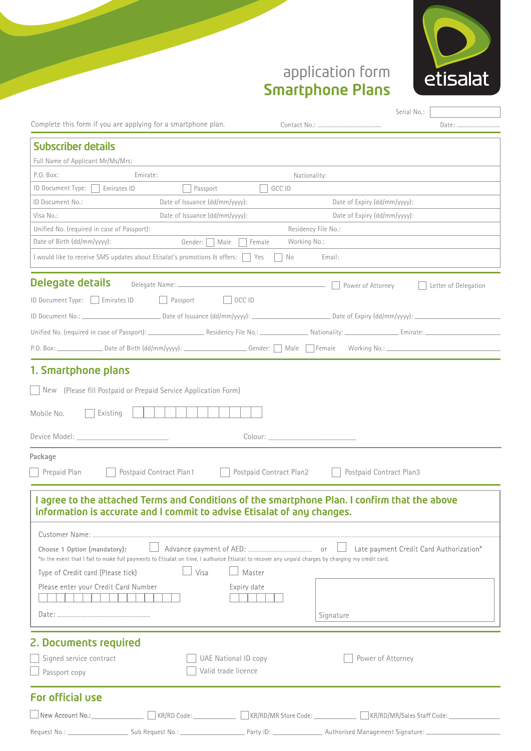etisalat

# application form
## Smartphone Plans

Serial No.: ______

Complete this form if you are applying for a smartphone plan. Contact No.: .............................. Date: ..............................

## Subscriber details

Full Name of Applicant Mr/Ms/Mrs:

P.O. Box: Emirate: Nationality:

ID Document Type: ☐ Emirates ID ☐ Passport ☐ GCC ID

ID Document No.: Date of Issuance (dd/mm/yyyy): Date of Expiry (dd/mm/yyyy):

Visa No.: Date of Issuance (dd/mm/yyyy): Date of Expiry (dd/mm/yyyy):

Unified No. (required in case of Passport): Residency File No.:

Date of Birth (dd/mm/yyyy): Gender: ☐ Male ☐ Female Working No.:

I would like to receive SMS updates about Etisalat's promotions & offers: ☐ Yes ☐ No Email:

## Delegate details

Delegate Name: ______ ☐ Power of Attorney ☐ Letter of Delegation

ID Document Type: ☐ Emirates ID ☐ Passport ☐ GCC ID

ID Document No.: ______ Date of Issuance (dd/mm/yyyy): ______ Date of Expiry (dd/mm/yyyy): ______

Unified No. (required in case of Passport): ______ Residency File No.: ______ Nationality: ______ Emirate: ______

P.O. Box: ______ Date of Birth (dd/mm/yyyy): ______ Gender: ☐ Male ☐ Female Working No.: ______

## 1. Smartphone plans

☐ New (Please fill Postpaid or Prepaid Service Application Form)

Mobile No. ☐ Existing ☐☐☐☐☐☐☐☐☐☐☐☐

Device Model: ______ Colour: ______

**Package**

☐ Prepaid Plan ☐ Postpaid Contract Plan1 ☐ Postpaid Contract Plan2 ☐ Postpaid Contract Plan3

**I agree to the attached Terms and Conditions of the smartphone Plan. I confirm that the above information is accurate and I commit to advise Etisalat of any changes.**

Customer Name: ..............................

Choose 1 Option (mandatory): ☐ Advance payment of AED: .............................. or ☐ Late payment Credit Card Authorization*

*In the event that I fail to make full payments to Etisalat on time, I authorize Etisalat to recover any unpaid charges by charging my credit card.

Type of Credit card (Please tick) ☐ Visa ☐ Master

Please enter your Credit Card Number ☐☐☐☐☐☐☐☐☐☐☐☐☐☐☐☐ Expiry date ☐☐☐☐☐☐

Date: ..............................

Signature

## 2. Documents required

☐ Signed service contract ☐ UAE National ID copy ☐ Power of Attorney

☐ Passport copy ☐ Valid trade licence

## For official use

☐ New Account No.: ______ ☐ KR/RD Code: ______ ☐ KR/RD/MR Store Code: ______ ☐ KR/RD/MR/Sales Staff Code: ______

Request No.: ______ Sub Request No.: ______ Party ID: ______ Authorised Management Signature: ______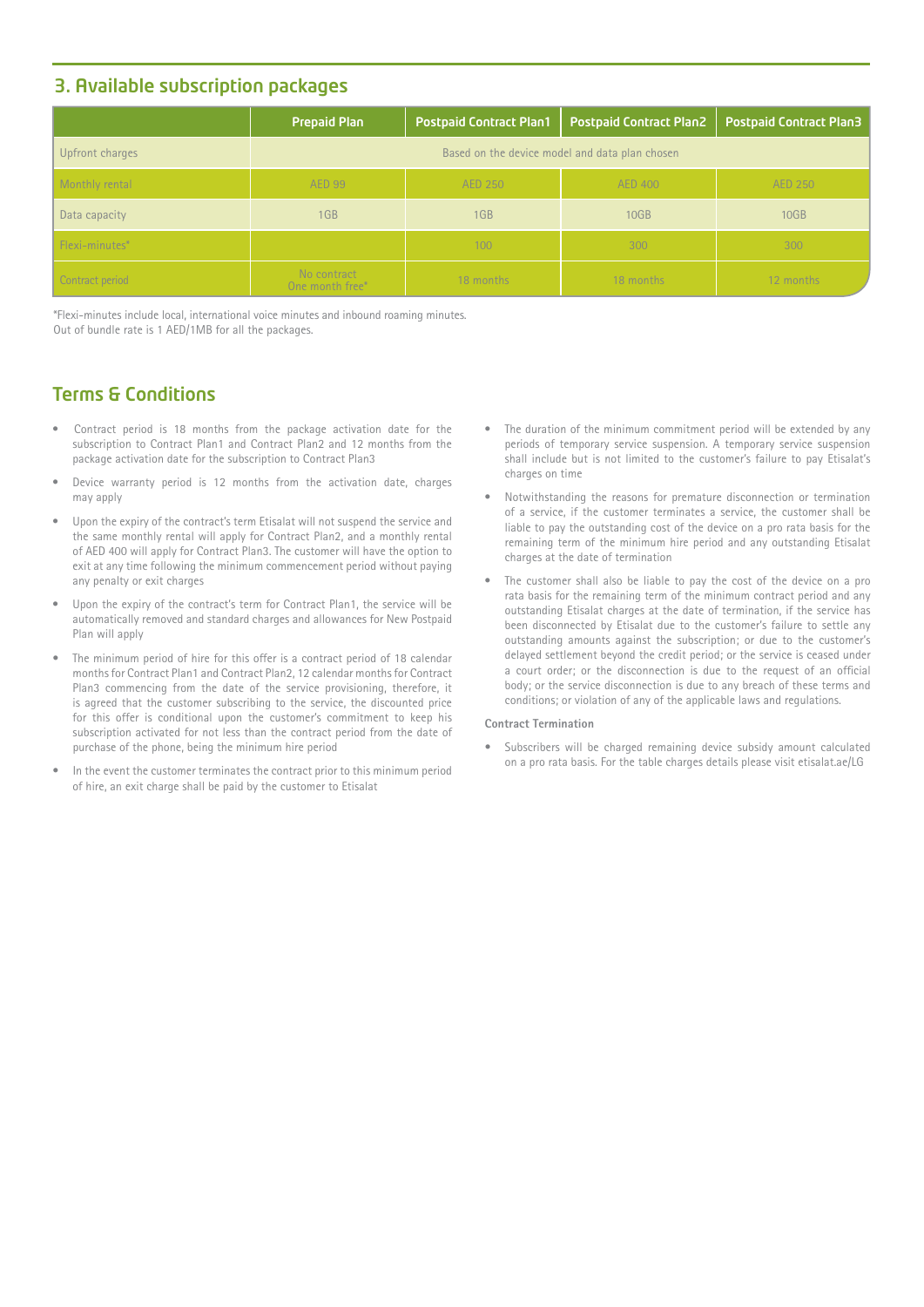## 3. Available subscription packages

| | Prepaid Plan | Postpaid Contract Plan1 | Postpaid Contract Plan2 | Postpaid Contract Plan3 |
|---|---|---|---|---|
| Upfront charges | Based on the device model and data plan chosen | | | |
| Monthly rental | AED 99 | AED 250 | AED 400 | AED 250 |
| Data capacity | 1GB | 1GB | 10GB | 10GB |
| Flexi-minutes* | | 100 | 300 | 300 |
| Contract period | No contract One month free* | 18 months | 18 months | 12 months |

*Flexi-minutes include local, international voice minutes and inbound roaming minutes.
Out of bundle rate is 1 AED/1MB for all the packages.

## Terms & Conditions

- Contract period is 18 months from the package activation date for the subscription to Contract Plan1 and Contract Plan2 and 12 months from the package activation date for the subscription to Contract Plan3
- Device warranty period is 12 months from the activation date, charges may apply
- Upon the expiry of the contract's term Etisalat will not suspend the service and the same monthly rental will apply for Contract Plan2, and a monthly rental of AED 400 will apply for Contract Plan3. The customer will have the option to exit at any time following the minimum commencement period without paying any penalty or exit charges
- Upon the expiry of the contract's term for Contract Plan1, the service will be automatically removed and standard charges and allowances for New Postpaid Plan will apply
- The minimum period of hire for this offer is a contract period of 18 calendar months for Contract Plan1 and Contract Plan2, 12 calendar months for Contract Plan3 commencing from the date of the service provisioning, therefore, it is agreed that the customer subscribing to the service, the discounted price for this offer is conditional upon the customer's commitment to keep his subscription activated for not less than the contract period from the date of purchase of the phone, being the minimum hire period
- In the event the customer terminates the contract prior to this minimum period of hire, an exit charge shall be paid by the customer to Etisalat
- The duration of the minimum commitment period will be extended by any periods of temporary service suspension. A temporary service suspension shall include but is not limited to the customer's failure to pay Etisalat's charges on time
- Notwithstanding the reasons for premature disconnection or termination of a service, if the customer terminates a service, the customer shall be liable to pay the outstanding cost of the device on a pro rata basis for the remaining term of the minimum hire period and any outstanding Etisalat charges at the date of termination
- The customer shall also be liable to pay the cost of the device on a pro rata basis for the remaining term of the minimum contract period and any outstanding Etisalat charges at the date of termination, if the service has been disconnected by Etisalat due to the customer's failure to settle any outstanding amounts against the subscription; or due to the customer's delayed settlement beyond the credit period; or the service is ceased under a court order; or the disconnection is due to the request of an official body; or the service disconnection is due to any breach of these terms and conditions; or violation of any of the applicable laws and regulations.

**Contract Termination**

- Subscribers will be charged remaining device subsidy amount calculated on a pro rata basis. For the table charges details please visit etisalat.ae/LG